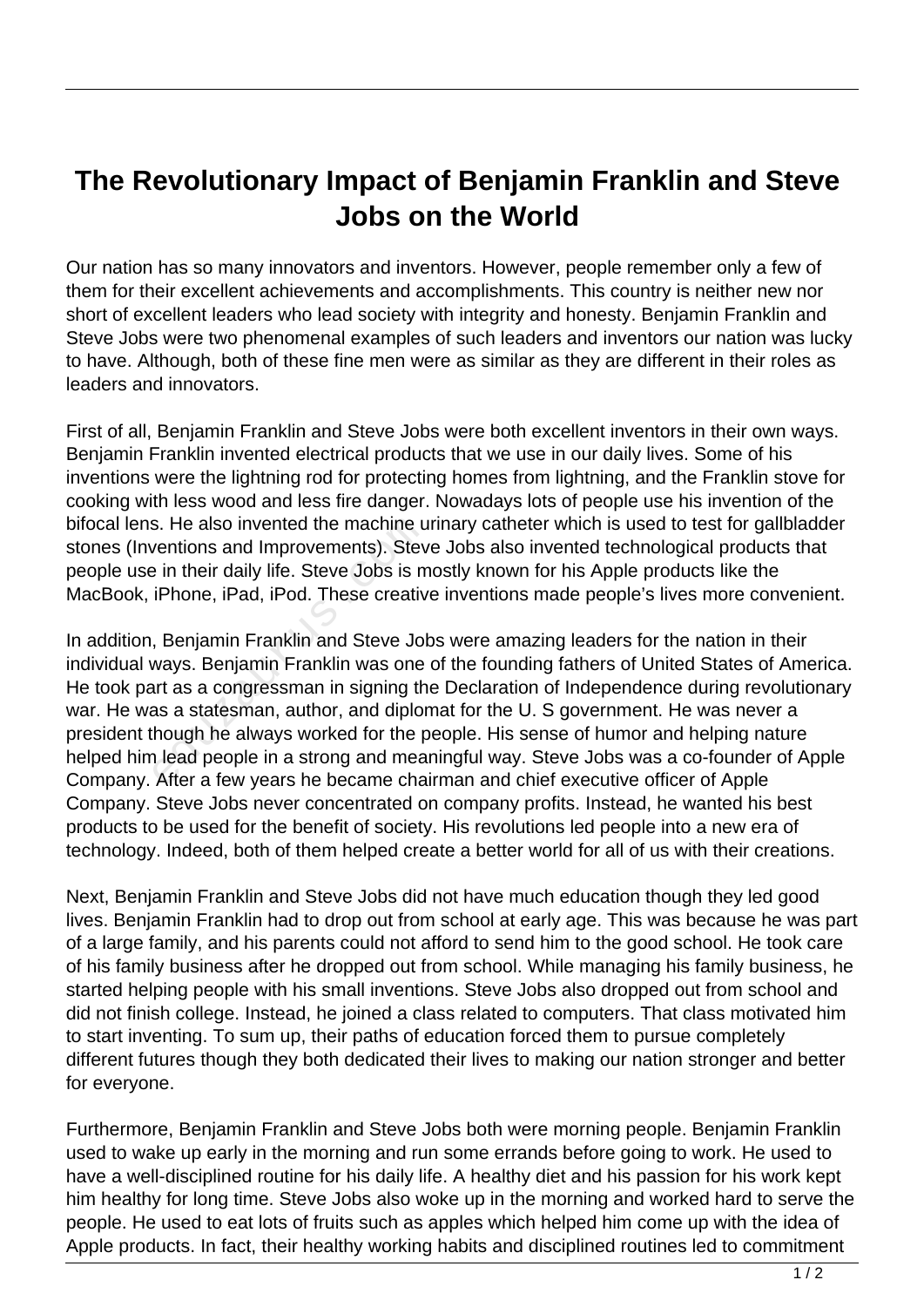# The Revolutionary Impact of Benjamin Franklin and Steve Jobs on the World

Our nation has so many innovators and inventors. However, people remember only a few of them for their excellent achievements and accomplishments. This country is neither new nor short of excellent leaders who lead society with integrity and honesty. Benjamin Franklin and Steve Jobs were two phenomenal examples of such leaders and inventors our nation was lucky to have. Although, both of these fine men were as similar as they are different in their roles as leaders and innovators.

First of all, Benjamin Franklin and Steve Jobs were both excellent inventors in their own ways. Benjamin Franklin invented electrical products that we use in our daily lives. Some of his inventions were the lightning rod for protecting homes from lightning, and the Franklin stove for cooking with less wood and less fire danger. Nowadays lots of people use his invention of the bifocal lens. He also invented the machine urinary catheter which is used to test for gallbladder stones (Inventions and Improvements). Steve Jobs also invented technological products that people use in their daily life. Steve Jobs is mostly known for his Apple products like the MacBook, iPhone, iPad, iPod. These creative inventions made people's lives more convenient.

In addition, Benjamin Franklin and Steve Jobs were amazing leaders for the nation in their individual ways. Benjamin Franklin was one of the founding fathers of United States of America. He took part as a congressman in signing the Declaration of Independence during revolutionary war. He was a statesman, author, and diplomat for the U. S government. He was never a president though he always worked for the people. His sense of humor and helping nature helped him lead people in a strong and meaningful way. Steve Jobs was a co-founder of Apple Company. After a few years he became chairman and chief executive officer of Apple Company. Steve Jobs never concentrated on company profits. Instead, he wanted his best products to be used for the benefit of society. His revolutions led people into a new era of technology. Indeed, both of them helped create a better world for all of us with their creations.

Next, Benjamin Franklin and Steve Jobs did not have much education though they led good lives. Benjamin Franklin had to drop out from school at early age. This was because he was part of a large family, and his parents could not afford to send him to the good school. He took care of his family business after he dropped out from school. While managing his family business, he started helping people with his small inventions. Steve Jobs also dropped out from school and did not finish college. Instead, he joined a class related to computers. That class motivated him to start inventing. To sum up, their paths of education forced them to pursue completely different futures though they both dedicated their lives to making our nation stronger and better for everyone.

Furthermore, Benjamin Franklin and Steve Jobs both were morning people. Benjamin Franklin used to wake up early in the morning and run some errands before going to work. He used to have a well-disciplined routine for his daily life. A healthy diet and his passion for his work kept him healthy for long time. Steve Jobs also woke up in the morning and worked hard to serve the people. He used to eat lots of fruits such as apples which helped him come up with the idea of Apple products. In fact, their healthy working habits and disciplined routines led to commitment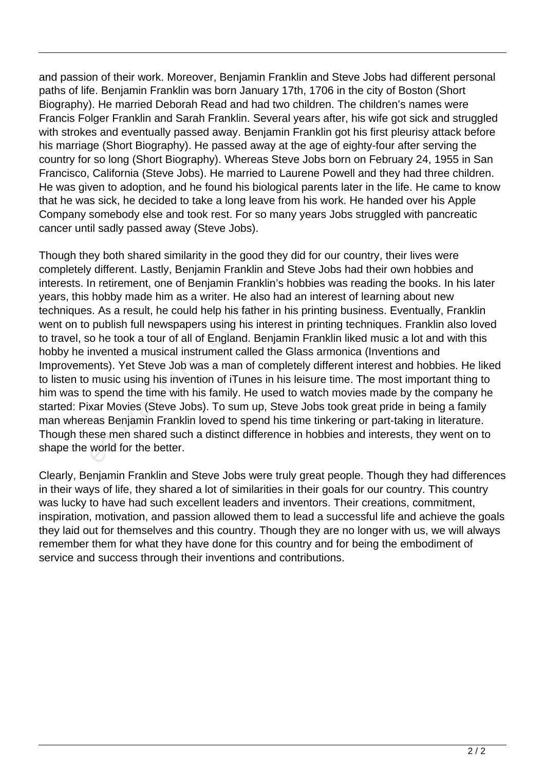and passion of their work. Moreover, Benjamin Franklin and Steve Jobs had different personal paths of life. Benjamin Franklin was born January 17th, 1706 in the city of Boston (Short Biography). He married Deborah Read and had two children. The children's names were Francis Folger Franklin and Sarah Franklin. Several years after, his wife got sick and struggled with strokes and eventually passed away. Benjamin Franklin got his first pleurisy attack before his marriage (Short Biography). He passed away at the age of eighty-four after serving the country for so long (Short Biography). Whereas Steve Jobs born on February 24, 1955 in San Francisco, California (Steve Jobs). He married to Laurene Powell and they had three children. He was given to adoption, and he found his biological parents later in the life. He came to know that he was sick, he decided to take a long leave from his work. He handed over his Apple Company somebody else and took rest. For so many years Jobs struggled with pancreatic cancer until sadly passed away (Steve Jobs).

Though they both shared similarity in the good they did for our country, their lives were completely different. Lastly, Benjamin Franklin and Steve Jobs had their own hobbies and interests. In retirement, one of Benjamin Franklin's hobbies was reading the books. In his later years, this hobby made him as a writer. He also had an interest of learning about new techniques. As a result, he could help his father in his printing business. Eventually, Franklin went on to publish full newspapers using his interest in printing techniques. Franklin also loved to travel, so he took a tour of all of England. Benjamin Franklin liked music a lot and with this hobby he invented a musical instrument called the Glass armonica (Inventions and Improvements). Yet Steve Job was a man of completely different interest and hobbies. He liked to listen to music using his invention of iTunes in his leisure time. The most important thing to him was to spend the time with his family. He used to watch movies made by the company he started: Pixar Movies (Steve Jobs). To sum up, Steve Jobs took great pride in being a family man whereas Benjamin Franklin loved to spend his time tinkering or part-taking in literature. Though these men shared such a distinct difference in hobbies and interests, they went on to shape the world for the better.

Clearly, Benjamin Franklin and Steve Jobs were truly great people. Though they had differences in their ways of life, they shared a lot of similarities in their goals for our country. This country was lucky to have had such excellent leaders and inventors. Their creations, commitment, inspiration, motivation, and passion allowed them to lead a successful life and achieve the goals they laid out for themselves and this country. Though they are no longer with us, we will always remember them for what they have done for this country and for being the embodiment of service and success through their inventions and contributions.